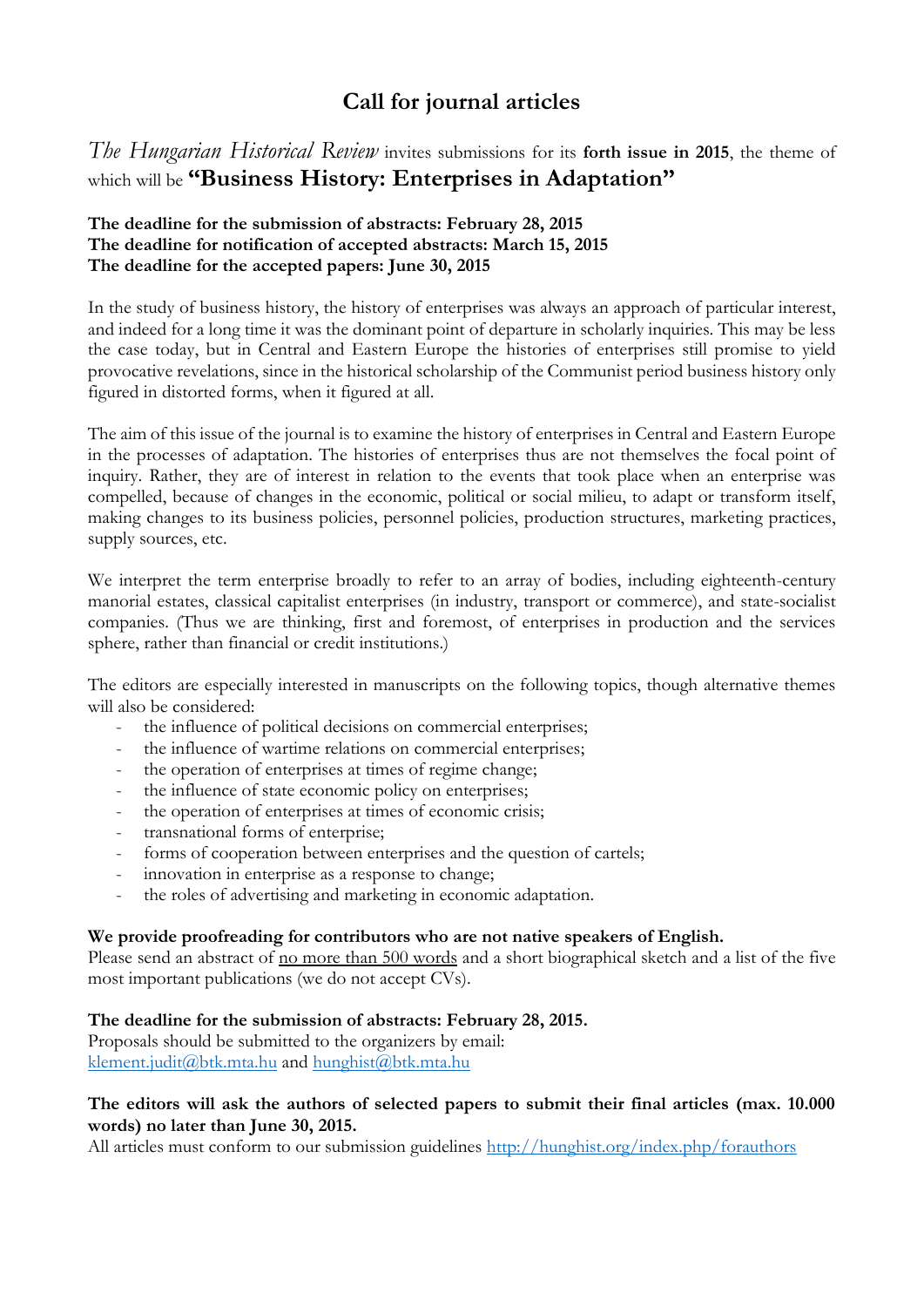# Call for journal articles

*The Hungarian Historical Review* invites submissions for its **forth issue in 2015**, the theme of which will be **"Business History: Enterprises in Adaptation"**

**The deadline for the submission of abstracts: February 28, 2015**
**The deadline for notification of accepted abstracts: March 15, 2015**
**The deadline for the accepted papers: June 30, 2015**

In the study of business history, the history of enterprises was always an approach of particular interest, and indeed for a long time it was the dominant point of departure in scholarly inquiries. This may be less the case today, but in Central and Eastern Europe the histories of enterprises still promise to yield provocative revelations, since in the historical scholarship of the Communist period business history only figured in distorted forms, when it figured at all.

The aim of this issue of the journal is to examine the history of enterprises in Central and Eastern Europe in the processes of adaptation. The histories of enterprises thus are not themselves the focal point of inquiry. Rather, they are of interest in relation to the events that took place when an enterprise was compelled, because of changes in the economic, political or social milieu, to adapt or transform itself, making changes to its business policies, personnel policies, production structures, marketing practices, supply sources, etc.

We interpret the term enterprise broadly to refer to an array of bodies, including eighteenth-century manorial estates, classical capitalist enterprises (in industry, transport or commerce), and state-socialist companies. (Thus we are thinking, first and foremost, of enterprises in production and the services sphere, rather than financial or credit institutions.)

The editors are especially interested in manuscripts on the following topics, though alternative themes will also be considered:

- the influence of political decisions on commercial enterprises;
- the influence of wartime relations on commercial enterprises;
- the operation of enterprises at times of regime change;
- the influence of state economic policy on enterprises;
- the operation of enterprises at times of economic crisis;
- transnational forms of enterprise;
- forms of cooperation between enterprises and the question of cartels;
- innovation in enterprise as a response to change;
- the roles of advertising and marketing in economic adaptation.

**We provide proofreading for contributors who are not native speakers of English.**
Please send an abstract of no more than 500 words and a short biographical sketch and a list of the five most important publications (we do not accept CVs).

**The deadline for the submission of abstracts: February 28, 2015.**
Proposals should be submitted to the organizers by email:
klement.judit@btk.mta.hu and hunghist@btk.mta.hu

**The editors will ask the authors of selected papers to submit their final articles (max. 10.000 words) no later than June 30, 2015.**
All articles must conform to our submission guidelines http://hunghist.org/index.php/forauthors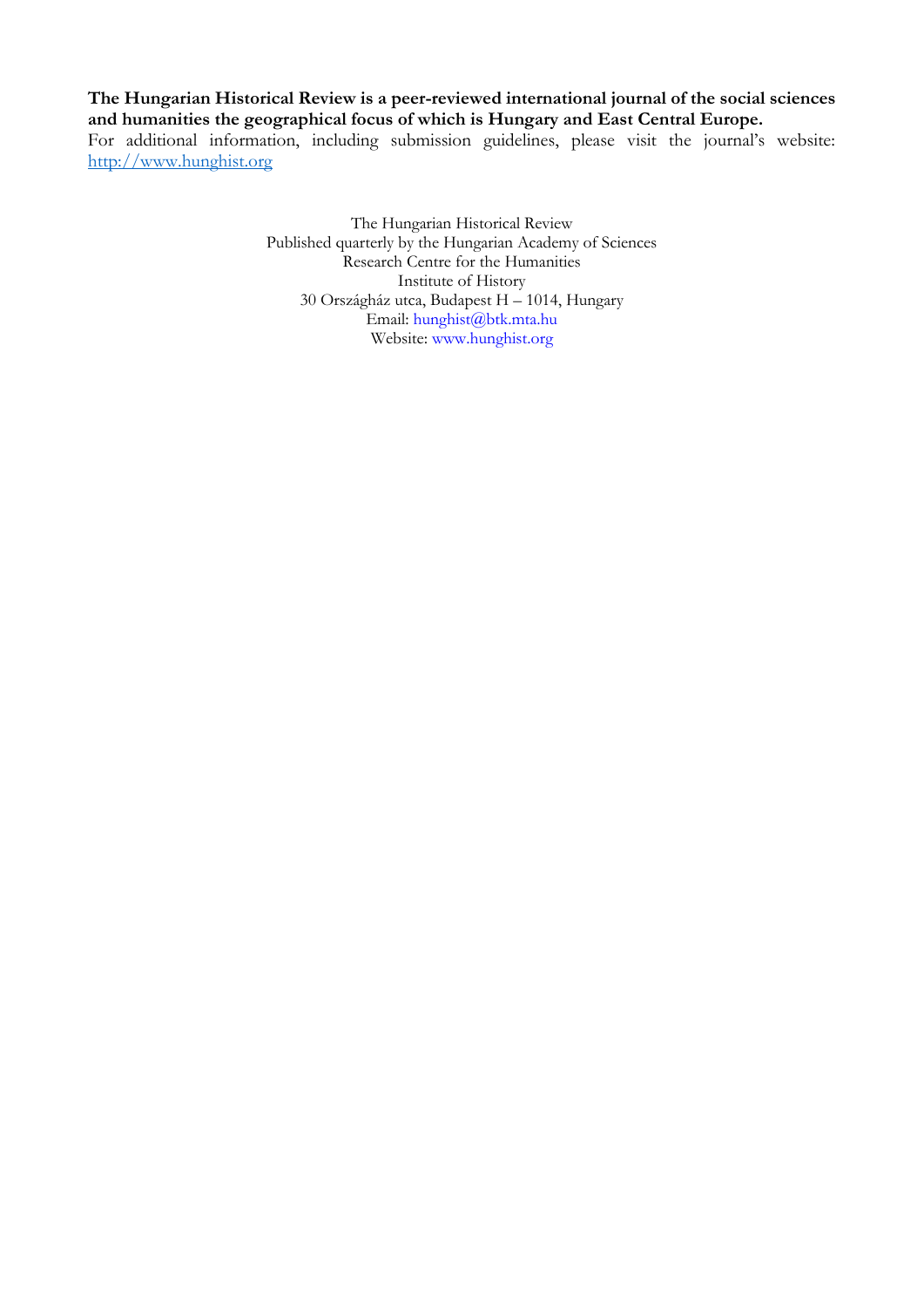**The Hungarian Historical Review is a peer-reviewed international journal of the social sciences and humanities the geographical focus of which is Hungary and East Central Europe.**

For additional information, including submission guidelines, please visit the journal's website: http://www.hunghist.org

The Hungarian Historical Review
Published quarterly by the Hungarian Academy of Sciences
Research Centre for the Humanities
Institute of History
30 Országház utca, Budapest H – 1014, Hungary
Email: hunghist@btk.mta.hu
Website: www.hunghist.org